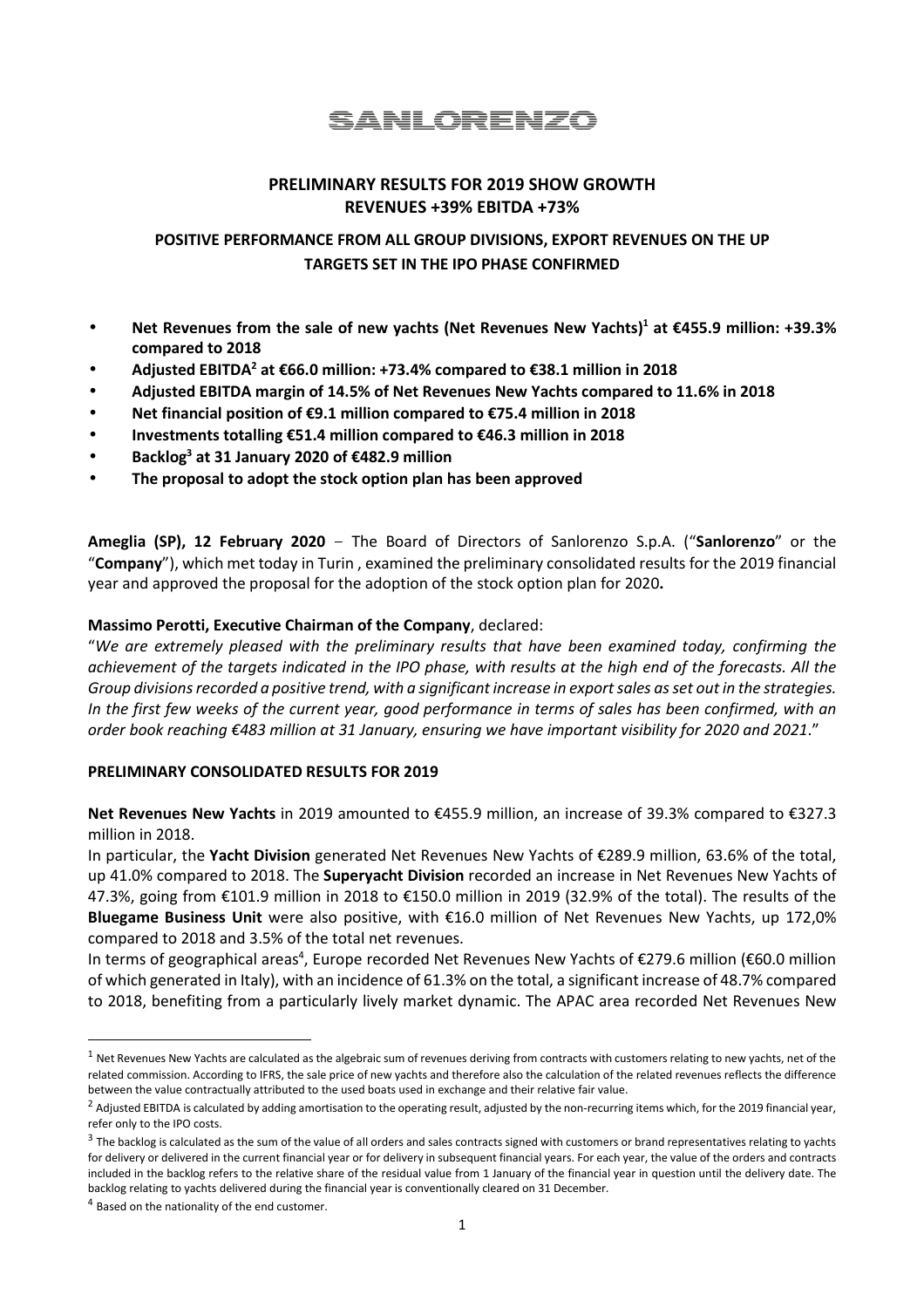# SANLORENZO

## PRELIMINARY RESULTS FOR 2019 SHOW GROWTH
## REVENUES +39% EBITDA +73%

### POSITIVE PERFORMANCE FROM ALL GROUP DIVISIONS, EXPORT REVENUES ON THE UP
### TARGETS SET IN THE IPO PHASE CONFIRMED

- **Net Revenues from the sale of new yachts (Net Revenues New Yachts)[1] at €455.9 million: +39.3% compared to 2018**
- **Adjusted EBITDA[2] at €66.0 million: +73.4% compared to €38.1 million in 2018**
- **Adjusted EBITDA margin of 14.5% of Net Revenues New Yachts compared to 11.6% in 2018**
- **Net financial position of €9.1 million compared to €75.4 million in 2018**
- **Investments totalling €51.4 million compared to €46.3 million in 2018**
- **Backlog[3] at 31 January 2020 of €482.9 million**
- **The proposal to adopt the stock option plan has been approved**

**Ameglia (SP), 12 February 2020** – The Board of Directors of Sanlorenzo S.p.A. ("**Sanlorenzo**" or the "**Company**"), which met today in Turin , examined the preliminary consolidated results for the 2019 financial year and approved the proposal for the adoption of the stock option plan for 2020**.**

**Massimo Perotti, Executive Chairman of the Company**, declared:

"*We are extremely pleased with the preliminary results that have been examined today, confirming the achievement of the targets indicated in the IPO phase, with results at the high end of the forecasts. All the Group divisions recorded a positive trend, with a significant increase in export sales as set out in the strategies. In the first few weeks of the current year, good performance in terms of sales has been confirmed, with an order book reaching €483 million at 31 January, ensuring we have important visibility for 2020 and 2021*."

**PRELIMINARY CONSOLIDATED RESULTS FOR 2019**

**Net Revenues New Yachts** in 2019 amounted to €455.9 million, an increase of 39.3% compared to €327.3 million in 2018.

In particular, the **Yacht Division** generated Net Revenues New Yachts of €289.9 million, 63.6% of the total, up 41.0% compared to 2018. The **Superyacht Division** recorded an increase in Net Revenues New Yachts of 47.3%, going from €101.9 million in 2018 to €150.0 million in 2019 (32.9% of the total). The results of the **Bluegame Business Unit** were also positive, with €16.0 million of Net Revenues New Yachts, up 172,0% compared to 2018 and 3.5% of the total net revenues.

In terms of geographical areas[4], Europe recorded Net Revenues New Yachts of €279.6 million (€60.0 million of which generated in Italy), with an incidence of 61.3% on the total, a significant increase of 48.7% compared to 2018, benefiting from a particularly lively market dynamic. The APAC area recorded Net Revenues New

---

[1] Net Revenues New Yachts are calculated as the algebraic sum of revenues deriving from contracts with customers relating to new yachts, net of the related commission. According to IFRS, the sale price of new yachts and therefore also the calculation of the related revenues reflects the difference between the value contractually attributed to the used boats used in exchange and their relative fair value.

[2] Adjusted EBITDA is calculated by adding amortisation to the operating result, adjusted by the non-recurring items which, for the 2019 financial year, refer only to the IPO costs.

[3] The backlog is calculated as the sum of the value of all orders and sales contracts signed with customers or brand representatives relating to yachts for delivery or delivered in the current financial year or for delivery in subsequent financial years. For each year, the value of the orders and contracts included in the backlog refers to the relative share of the residual value from 1 January of the financial year in question until the delivery date. The backlog relating to yachts delivered during the financial year is conventionally cleared on 31 December.

[4] Based on the nationality of the end customer.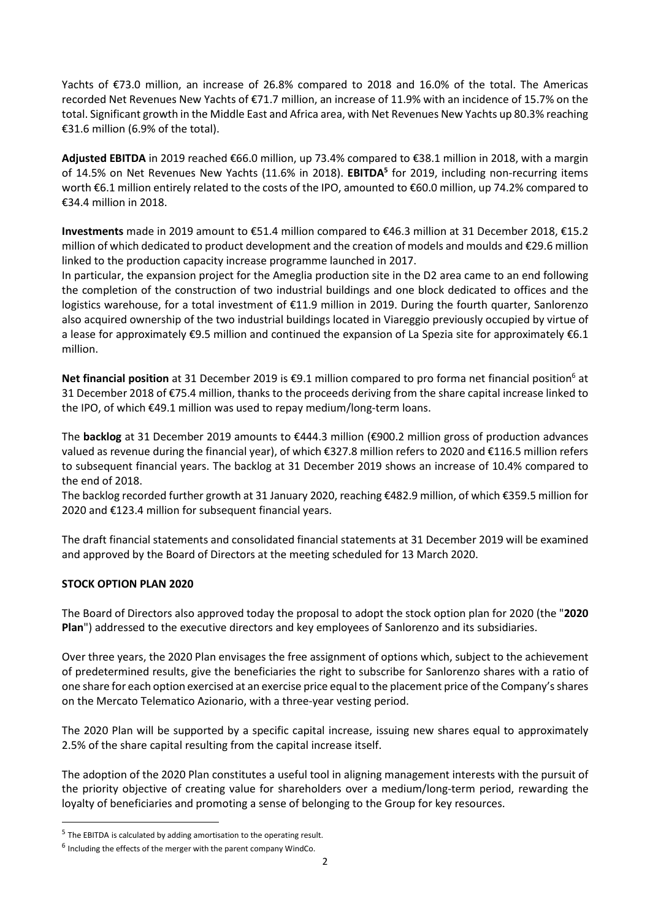Yachts of €73.0 million, an increase of 26.8% compared to 2018 and 16.0% of the total. The Americas recorded Net Revenues New Yachts of €71.7 million, an increase of 11.9% with an incidence of 15.7% on the total. Significant growth in the Middle East and Africa area, with Net Revenues New Yachts up 80.3% reaching €31.6 million (6.9% of the total).

**Adjusted EBITDA** in 2019 reached €66.0 million, up 73.4% compared to €38.1 million in 2018, with a margin of 14.5% on Net Revenues New Yachts (11.6% in 2018). **EBITDA**[5] for 2019, including non-recurring items worth €6.1 million entirely related to the costs of the IPO, amounted to €60.0 million, up 74.2% compared to €34.4 million in 2018.

**Investments** made in 2019 amount to €51.4 million compared to €46.3 million at 31 December 2018, €15.2 million of which dedicated to product development and the creation of models and moulds and €29.6 million linked to the production capacity increase programme launched in 2017.
In particular, the expansion project for the Ameglia production site in the D2 area came to an end following the completion of the construction of two industrial buildings and one block dedicated to offices and the logistics warehouse, for a total investment of €11.9 million in 2019. During the fourth quarter, Sanlorenzo also acquired ownership of the two industrial buildings located in Viareggio previously occupied by virtue of a lease for approximately €9.5 million and continued the expansion of La Spezia site for approximately €6.1 million.

**Net financial position** at 31 December 2019 is €9.1 million compared to pro forma net financial position[6] at 31 December 2018 of €75.4 million, thanks to the proceeds deriving from the share capital increase linked to the IPO, of which €49.1 million was used to repay medium/long-term loans.

The **backlog** at 31 December 2019 amounts to €444.3 million (€900.2 million gross of production advances valued as revenue during the financial year), of which €327.8 million refers to 2020 and €116.5 million refers to subsequent financial years. The backlog at 31 December 2019 shows an increase of 10.4% compared to the end of 2018.
The backlog recorded further growth at 31 January 2020, reaching €482.9 million, of which €359.5 million for 2020 and €123.4 million for subsequent financial years.

The draft financial statements and consolidated financial statements at 31 December 2019 will be examined and approved by the Board of Directors at the meeting scheduled for 13 March 2020.

**STOCK OPTION PLAN 2020**

The Board of Directors also approved today the proposal to adopt the stock option plan for 2020 (the "**2020 Plan**") addressed to the executive directors and key employees of Sanlorenzo and its subsidiaries.

Over three years, the 2020 Plan envisages the free assignment of options which, subject to the achievement of predetermined results, give the beneficiaries the right to subscribe for Sanlorenzo shares with a ratio of one share for each option exercised at an exercise price equal to the placement price of the Company's shares on the Mercato Telematico Azionario, with a three-year vesting period.

The 2020 Plan will be supported by a specific capital increase, issuing new shares equal to approximately 2.5% of the share capital resulting from the capital increase itself.

The adoption of the 2020 Plan constitutes a useful tool in aligning management interests with the pursuit of the priority objective of creating value for shareholders over a medium/long-term period, rewarding the loyalty of beneficiaries and promoting a sense of belonging to the Group for key resources.

---

[5] The EBITDA is calculated by adding amortisation to the operating result.

[6] Including the effects of the merger with the parent company WindCo.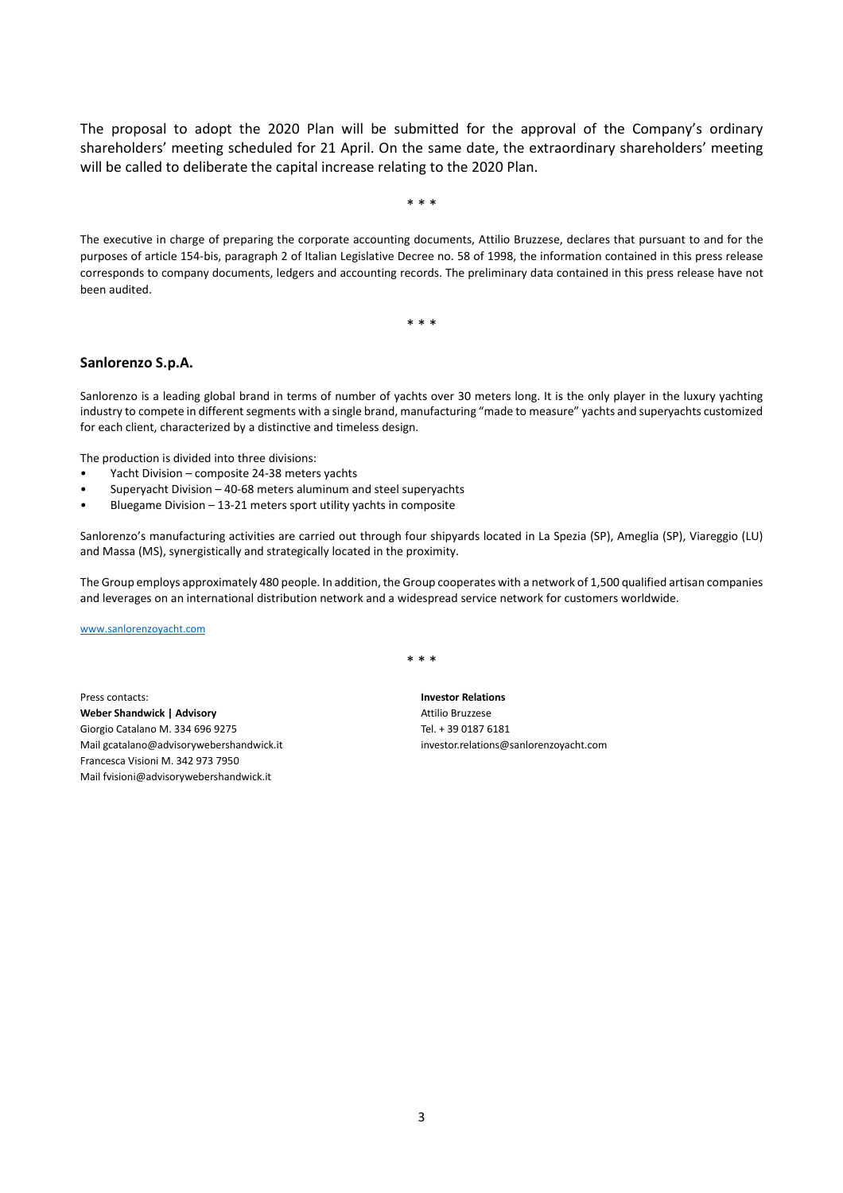The proposal to adopt the 2020 Plan will be submitted for the approval of the Company's ordinary shareholders' meeting scheduled for 21 April. On the same date, the extraordinary shareholders' meeting will be called to deliberate the capital increase relating to the 2020 Plan.

\* \* \*

The executive in charge of preparing the corporate accounting documents, Attilio Bruzzese, declares that pursuant to and for the purposes of article 154-bis, paragraph 2 of Italian Legislative Decree no. 58 of 1998, the information contained in this press release corresponds to company documents, ledgers and accounting records. The preliminary data contained in this press release have not been audited.

\* \* \*

**Sanlorenzo S.p.A.**

Sanlorenzo is a leading global brand in terms of number of yachts over 30 meters long. It is the only player in the luxury yachting industry to compete in different segments with a single brand, manufacturing "made to measure" yachts and superyachts customized for each client, characterized by a distinctive and timeless design.

The production is divided into three divisions:

- Yacht Division – composite 24-38 meters yachts
- Superyacht Division – 40-68 meters aluminum and steel superyachts
- Bluegame Division – 13-21 meters sport utility yachts in composite

Sanlorenzo's manufacturing activities are carried out through four shipyards located in La Spezia (SP), Ameglia (SP), Viareggio (LU) and Massa (MS), synergistically and strategically located in the proximity.

The Group employs approximately 480 people. In addition, the Group cooperates with a network of 1,500 qualified artisan companies and leverages on an international distribution network and a widespread service network for customers worldwide.

www.sanlorenzoyacht.com

\* \* \*

Press contacts:
**Weber Shandwick | Advisory**
Giorgio Catalano M. 334 696 9275
Mail gcatalano@advisorywebershandwick.it
Francesca Visioni M. 342 973 7950
Mail fvisioni@advisorywebershandwick.it

**Investor Relations**
Attilio Bruzzese
Tel. + 39 0187 6181
investor.relations@sanlorenzoyacht.com